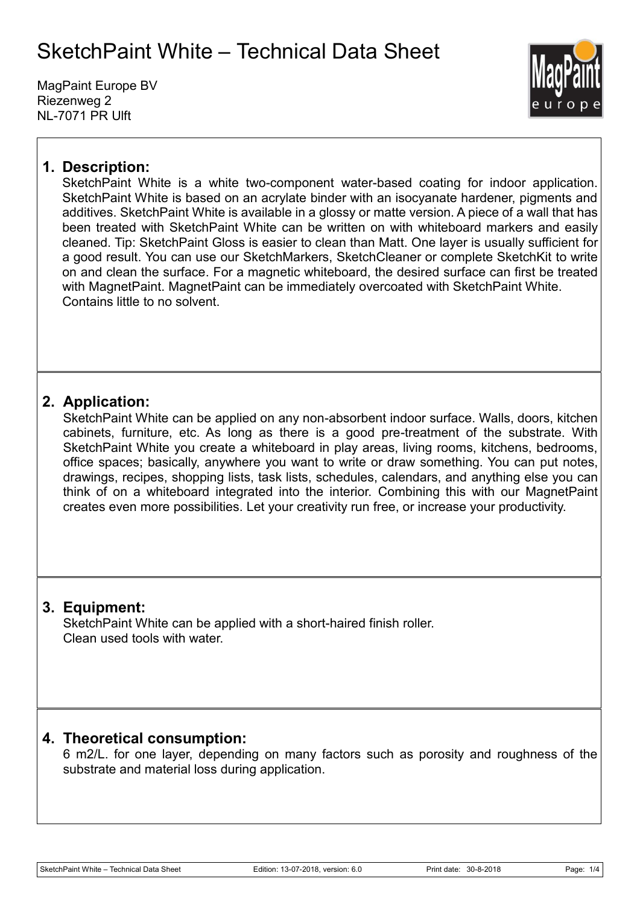# SketchPaint White – Technical Data Sheet

MagPaint Europe BV
Riezenweg 2
NL-7071 PR Ulft

## 1. Description:

SketchPaint White is a white two-component water-based coating for indoor application. SketchPaint White is based on an acrylate binder with an isocyanate hardener, pigments and additives. SketchPaint White is available in a glossy or matte version. A piece of a wall that has been treated with SketchPaint White can be written on with whiteboard markers and easily cleaned. Tip: SketchPaint Gloss is easier to clean than Matt. One layer is usually sufficient for a good result. You can use our SketchMarkers, SketchCleaner or complete SketchKit to write on and clean the surface. For a magnetic whiteboard, the desired surface can first be treated with MagnetPaint. MagnetPaint can be immediately overcoated with SketchPaint White. Contains little to no solvent.

## 2. Application:

SketchPaint White can be applied on any non-absorbent indoor surface. Walls, doors, kitchen cabinets, furniture, etc. As long as there is a good pre-treatment of the substrate. With SketchPaint White you create a whiteboard in play areas, living rooms, kitchens, bedrooms, office spaces; basically, anywhere you want to write or draw something. You can put notes, drawings, recipes, shopping lists, task lists, schedules, calendars, and anything else you can think of on a whiteboard integrated into the interior. Combining this with our MagnetPaint creates even more possibilities. Let your creativity run free, or increase your productivity.

## 3. Equipment:

SketchPaint White can be applied with a short-haired finish roller.
Clean used tools with water.

## 4. Theoretical consumption:

6 m2/L. for one layer, depending on many factors such as porosity and roughness of the substrate and material loss during application.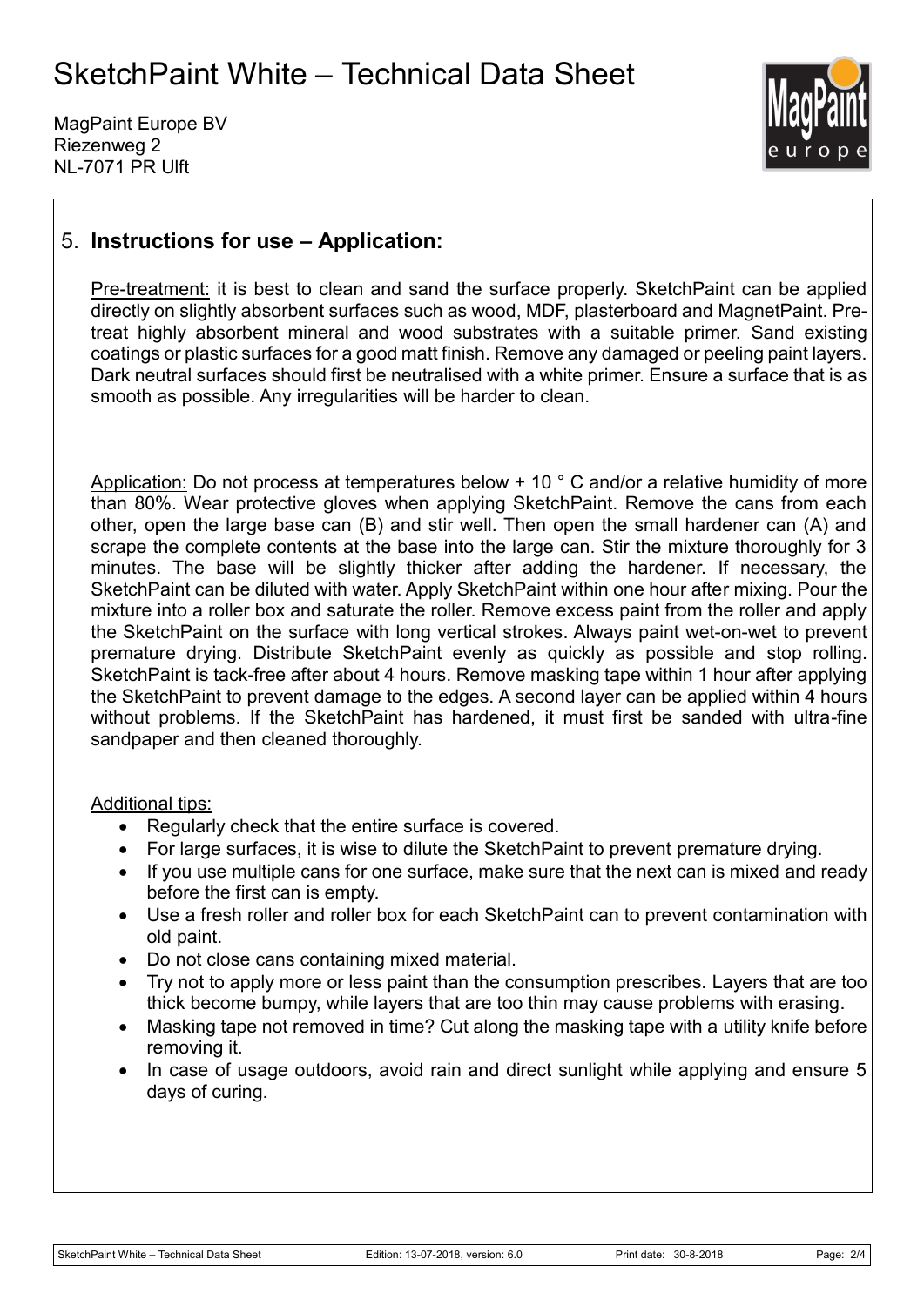## 5. **Instructions for use – Application:**

Pre-treatment: it is best to clean and sand the surface properly. SketchPaint can be applied directly on slightly absorbent surfaces such as wood, MDF, plasterboard and MagnetPaint. Pre-treat highly absorbent mineral and wood substrates with a suitable primer. Sand existing coatings or plastic surfaces for a good matt finish. Remove any damaged or peeling paint layers. Dark neutral surfaces should first be neutralised with a white primer. Ensure a surface that is as smooth as possible. Any irregularities will be harder to clean.

Application: Do not process at temperatures below + 10 ° C and/or a relative humidity of more than 80%. Wear protective gloves when applying SketchPaint. Remove the cans from each other, open the large base can (B) and stir well. Then open the small hardener can (A) and scrape the complete contents at the base into the large can. Stir the mixture thoroughly for 3 minutes. The base will be slightly thicker after adding the hardener. If necessary, the SketchPaint can be diluted with water. Apply SketchPaint within one hour after mixing. Pour the mixture into a roller box and saturate the roller. Remove excess paint from the roller and apply the SketchPaint on the surface with long vertical strokes. Always paint wet-on-wet to prevent premature drying. Distribute SketchPaint evenly as quickly as possible and stop rolling. SketchPaint is tack-free after about 4 hours. Remove masking tape within 1 hour after applying the SketchPaint to prevent damage to the edges. A second layer can be applied within 4 hours without problems. If the SketchPaint has hardened, it must first be sanded with ultra-fine sandpaper and then cleaned thoroughly.

Additional tips:

- Regularly check that the entire surface is covered.
- For large surfaces, it is wise to dilute the SketchPaint to prevent premature drying.
- If you use multiple cans for one surface, make sure that the next can is mixed and ready before the first can is empty.
- Use a fresh roller and roller box for each SketchPaint can to prevent contamination with old paint.
- Do not close cans containing mixed material.
- Try not to apply more or less paint than the consumption prescribes. Layers that are too thick become bumpy, while layers that are too thin may cause problems with erasing.
- Masking tape not removed in time? Cut along the masking tape with a utility knife before removing it.
- In case of usage outdoors, avoid rain and direct sunlight while applying and ensure 5 days of curing.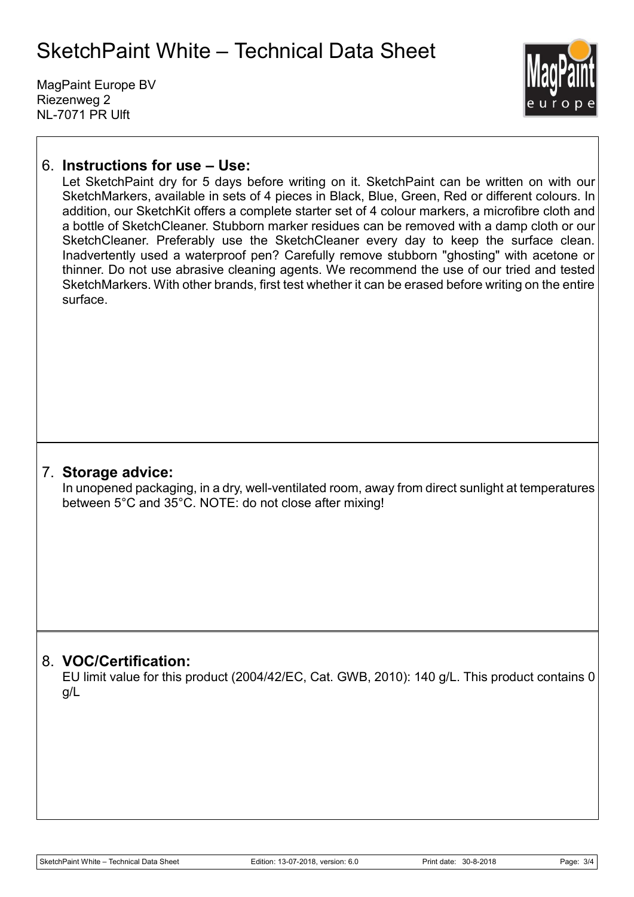# SketchPaint White – Technical Data Sheet

MagPaint Europe BV
Riezenweg 2
NL-7071 PR Ulft

## 6. Instructions for use – Use:

Let SketchPaint dry for 5 days before writing on it. SketchPaint can be written on with our SketchMarkers, available in sets of 4 pieces in Black, Blue, Green, Red or different colours. In addition, our SketchKit offers a complete starter set of 4 colour markers, a microfibre cloth and a bottle of SketchCleaner. Stubborn marker residues can be removed with a damp cloth or our SketchCleaner. Preferably use the SketchCleaner every day to keep the surface clean. Inadvertently used a waterproof pen? Carefully remove stubborn "ghosting" with acetone or thinner. Do not use abrasive cleaning agents. We recommend the use of our tried and tested SketchMarkers. With other brands, first test whether it can be erased before writing on the entire surface.

## 7. Storage advice:

In unopened packaging, in a dry, well-ventilated room, away from direct sunlight at temperatures between 5°C and 35°C. NOTE: do not close after mixing!

## 8. VOC/Certification:

EU limit value for this product (2004/42/EC, Cat. GWB, 2010): 140 g/L. This product contains 0 g/L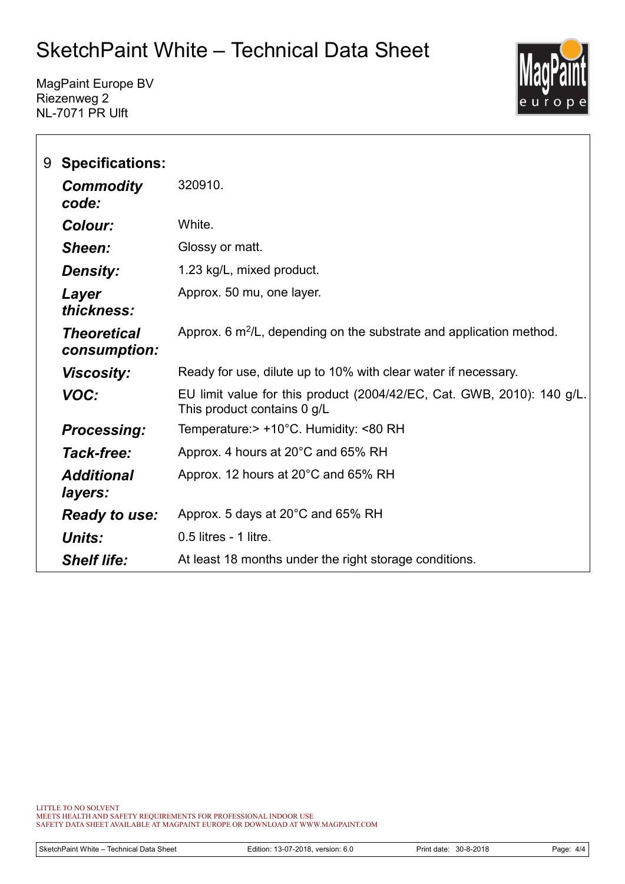# SketchPaint White – Technical Data Sheet

MagPaint Europe BV
Riezenweg 2
NL-7071 PR Ulft

## 9 Specifications:

| | |
|---|---|
| ***Commodity code:*** | 320910. |
| ***Colour:*** | White. |
| ***Sheen:*** | Glossy or matt. |
| ***Density:*** | 1.23 kg/L, mixed product. |
| ***Layer thickness:*** | Approx. 50 mu, one layer. |
| ***Theoretical consumption:*** | Approx. 6 $m^2$/L, depending on the substrate and application method. |
| ***Viscosity:*** | Ready for use, dilute up to 10% with clear water if necessary. |
| ***VOC:*** | EU limit value for this product (2004/42/EC, Cat. GWB, 2010): 140 g/L. This product contains 0 g/L |
| ***Processing:*** | Temperature:> +10°C. Humidity: <80 RH |
| ***Tack-free:*** | Approx. 4 hours at 20°C and 65% RH |
| ***Additional layers:*** | Approx. 12 hours at 20°C and 65% RH |
| ***Ready to use:*** | Approx. 5 days at 20°C and 65% RH |
| ***Units:*** | 0.5 litres - 1 litre. |
| ***Shelf life:*** | At least 18 months under the right storage conditions. |

LITTLE TO NO SOLVENT
MEETS HEALTH AND SAFETY REQUIREMENTS FOR PROFESSIONAL INDOOR USE
SAFETY DATA SHEET AVAILABLE AT MAGPAINT EUROPE OR DOWNLOAD AT WWW.MAGPAINT.COM

SketchPaint White – Technical Data Sheet | Edition: 13-07-2018, version: 6.0 | Print date: 30-8-2018